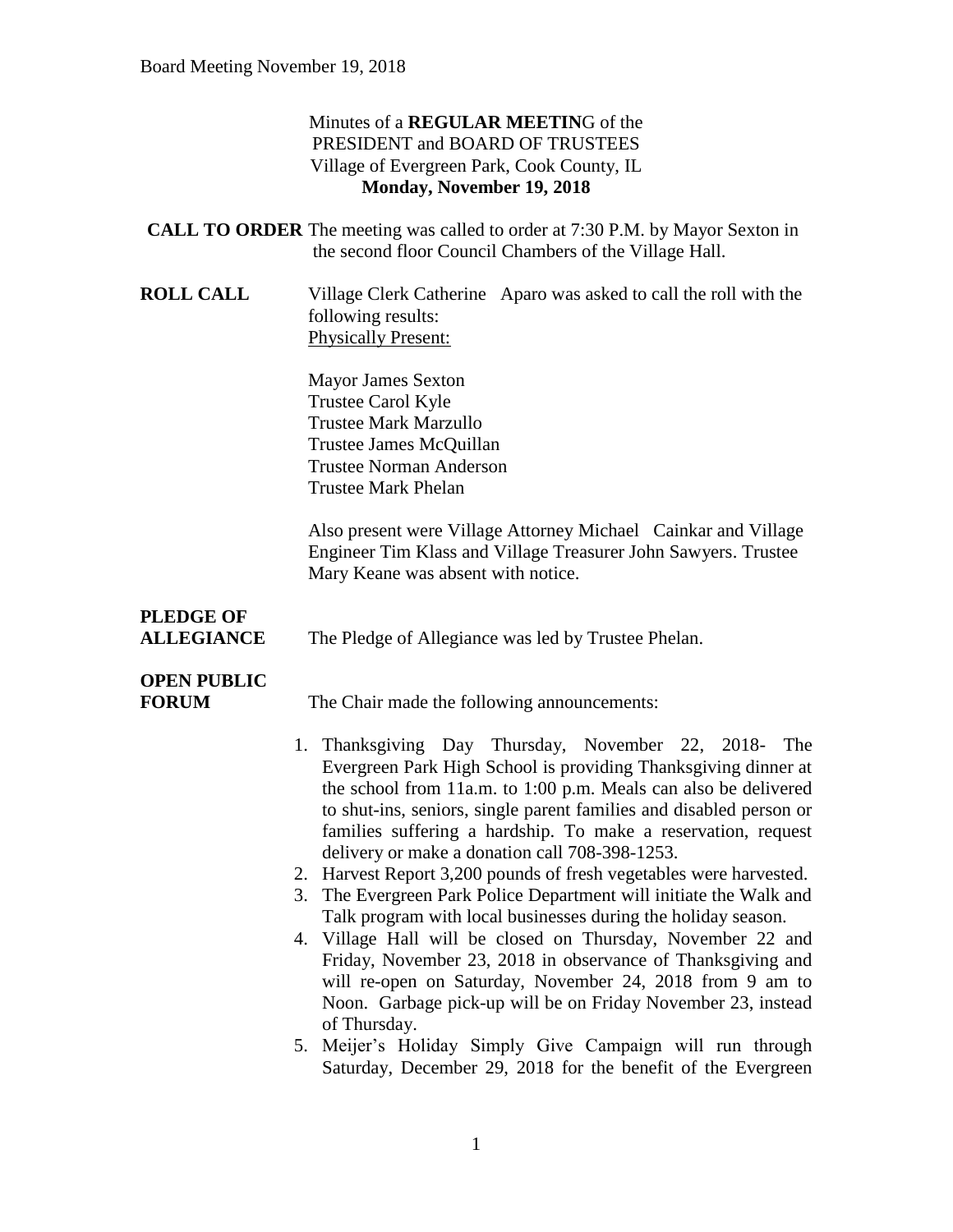Minutes of a **REGULAR MEETIN**G of the
PRESIDENT and BOARD OF TRUSTEES
Village of Evergreen Park, Cook County, IL
**Monday, November 19, 2018**

**CALL TO ORDER** The meeting was called to order at 7:30 P.M. by Mayor Sexton in the second floor Council Chambers of the Village Hall.

**ROLL CALL** Village Clerk Catherine Aparo was asked to call the roll with the following results:

Physically Present:

Mayor James Sexton
Trustee Carol Kyle
Trustee Mark Marzullo
Trustee James McQuillan
Trustee Norman Anderson
Trustee Mark Phelan

Also present were Village Attorney Michael Cainkar and Village Engineer Tim Klass and Village Treasurer John Sawyers. Trustee Mary Keane was absent with notice.

**PLEDGE OF ALLEGIANCE** The Pledge of Allegiance was led by Trustee Phelan.

**OPEN PUBLIC FORUM** The Chair made the following announcements:

1. Thanksgiving Day Thursday, November 22, 2018- The Evergreen Park High School is providing Thanksgiving dinner at the school from 11a.m. to 1:00 p.m. Meals can also be delivered to shut-ins, seniors, single parent families and disabled person or families suffering a hardship. To make a reservation, request delivery or make a donation call 708-398-1253.
2. Harvest Report 3,200 pounds of fresh vegetables were harvested.
3. The Evergreen Park Police Department will initiate the Walk and Talk program with local businesses during the holiday season.
4. Village Hall will be closed on Thursday, November 22 and Friday, November 23, 2018 in observance of Thanksgiving and will re-open on Saturday, November 24, 2018 from 9 am to Noon. Garbage pick-up will be on Friday November 23, instead of Thursday.
5. Meijer's Holiday Simply Give Campaign will run through Saturday, December 29, 2018 for the benefit of the Evergreen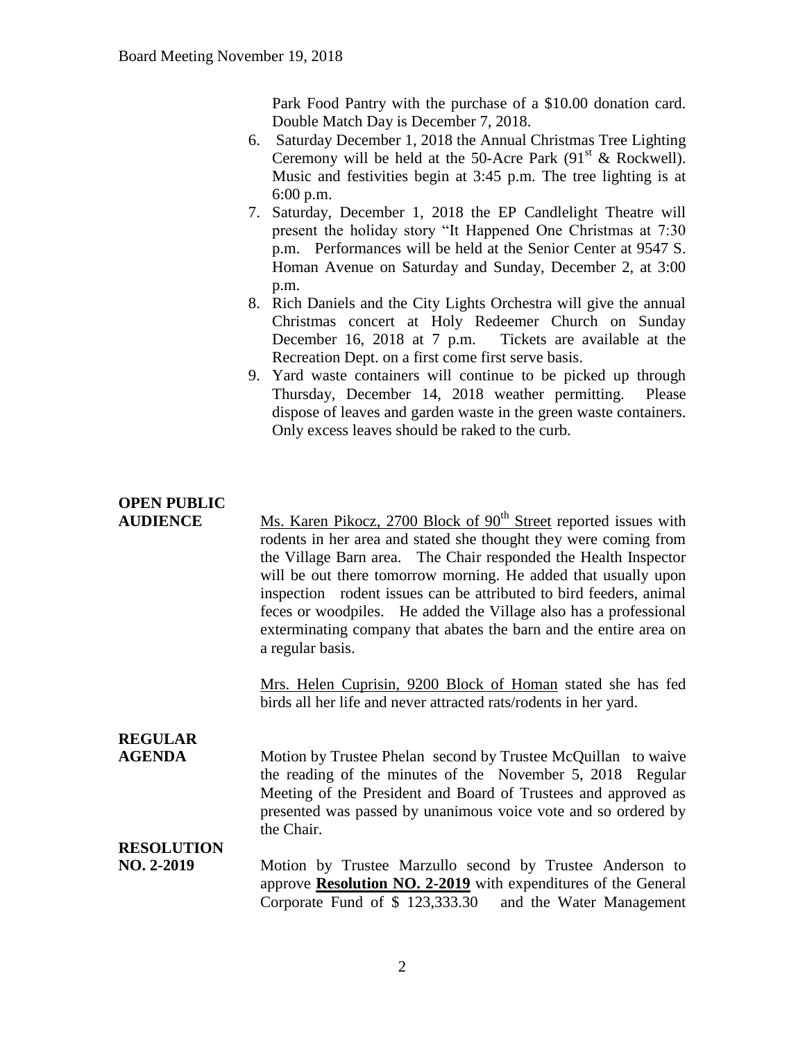Park Food Pantry with the purchase of a $10.00 donation card. Double Match Day is December 7, 2018.

6. Saturday December 1, 2018 the Annual Christmas Tree Lighting Ceremony will be held at the 50-Acre Park (91st & Rockwell). Music and festivities begin at 3:45 p.m. The tree lighting is at 6:00 p.m.
7. Saturday, December 1, 2018 the EP Candlelight Theatre will present the holiday story "It Happened One Christmas at 7:30 p.m. Performances will be held at the Senior Center at 9547 S. Homan Avenue on Saturday and Sunday, December 2, at 3:00 p.m.
8. Rich Daniels and the City Lights Orchestra will give the annual Christmas concert at Holy Redeemer Church on Sunday December 16, 2018 at 7 p.m. Tickets are available at the Recreation Dept. on a first come first serve basis.
9. Yard waste containers will continue to be picked up through Thursday, December 14, 2018 weather permitting. Please dispose of leaves and garden waste in the green waste containers. Only excess leaves should be raked to the curb.

**OPEN PUBLIC AUDIENCE**

Ms. Karen Pikocz, 2700 Block of 90th Street reported issues with rodents in her area and stated she thought they were coming from the Village Barn area. The Chair responded the Health Inspector will be out there tomorrow morning. He added that usually upon inspection rodent issues can be attributed to bird feeders, animal feces or woodpiles. He added the Village also has a professional exterminating company that abates the barn and the entire area on a regular basis.

Mrs. Helen Cuprisin, 9200 Block of Homan stated she has fed birds all her life and never attracted rats/rodents in her yard.

**REGULAR AGENDA**

Motion by Trustee Phelan second by Trustee McQuillan to waive the reading of the minutes of the November 5, 2018 Regular Meeting of the President and Board of Trustees and approved as presented was passed by unanimous voice vote and so ordered by the Chair.

**RESOLUTION NO. 2-2019**

Motion by Trustee Marzullo second by Trustee Anderson to approve **Resolution NO. 2-2019** with expenditures of the General Corporate Fund of $ 123,333.30 and the Water Management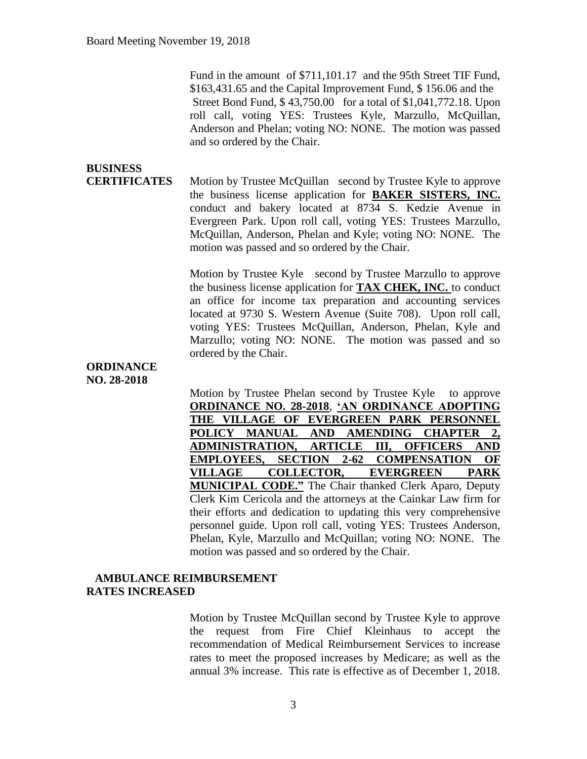Fund in the amount of $711,101.17 and the 95th Street TIF Fund, $163,431.65 and the Capital Improvement Fund, $ 156.06 and the Street Bond Fund, $ 43,750.00 for a total of $1,041,772.18. Upon roll call, voting YES: Trustees Kyle, Marzullo, McQuillan, Anderson and Phelan; voting NO: NONE. The motion was passed and so ordered by the Chair.

**BUSINESS CERTIFICATES**

Motion by Trustee McQuillan second by Trustee Kyle to approve the business license application for **BAKER SISTERS, INC.** conduct and bakery located at 8734 S. Kedzie Avenue in Evergreen Park. Upon roll call, voting YES: Trustees Marzullo, McQuillan, Anderson, Phelan and Kyle; voting NO: NONE. The motion was passed and so ordered by the Chair.

Motion by Trustee Kyle second by Trustee Marzullo to approve the business license application for **TAX CHEK, INC.** to conduct an office for income tax preparation and accounting services located at 9730 S. Western Avenue (Suite 708). Upon roll call, voting YES: Trustees McQuillan, Anderson, Phelan, Kyle and Marzullo; voting NO: NONE. The motion was passed and so ordered by the Chair.

**ORDINANCE NO. 28-2018**

Motion by Trustee Phelan second by Trustee Kyle to approve **ORDINANCE NO. 28-2018**, **'AN ORDINANCE ADOPTING THE VILLAGE OF EVERGREEN PARK PERSONNEL POLICY MANUAL AND AMENDING CHAPTER 2, ADMINISTRATION, ARTICLE III, OFFICERS AND EMPLOYEES, SECTION 2-62 COMPENSATION OF VILLAGE COLLECTOR, EVERGREEN PARK MUNICIPAL CODE."** The Chair thanked Clerk Aparo, Deputy Clerk Kim Cericola and the attorneys at the Cainkar Law firm for their efforts and dedication to updating this very comprehensive personnel guide. Upon roll call, voting YES: Trustees Anderson, Phelan, Kyle, Marzullo and McQuillan; voting NO: NONE. The motion was passed and so ordered by the Chair.

**AMBULANCE REIMBURSEMENT RATES INCREASED**

Motion by Trustee McQuillan second by Trustee Kyle to approve the request from Fire Chief Kleinhaus to accept the recommendation of Medical Reimbursement Services to increase rates to meet the proposed increases by Medicare; as well as the annual 3% increase. This rate is effective as of December 1, 2018.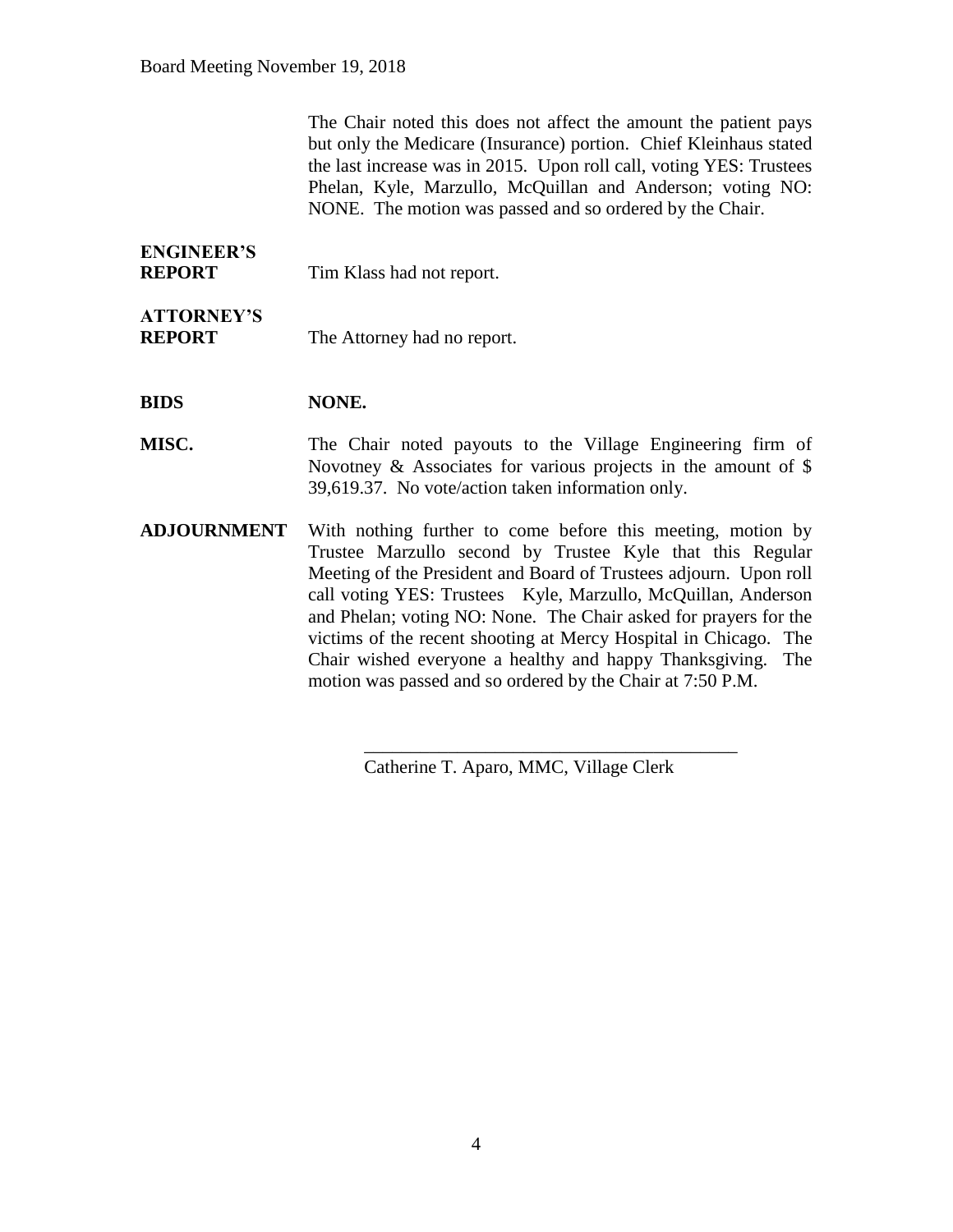The Chair noted this does not affect the amount the patient pays but only the Medicare (Insurance) portion. Chief Kleinhaus stated the last increase was in 2015. Upon roll call, voting YES: Trustees Phelan, Kyle, Marzullo, McQuillan and Anderson; voting NO: NONE. The motion was passed and so ordered by the Chair.

**ENGINEER'S REPORT** Tim Klass had not report.

**ATTORNEY'S REPORT** The Attorney had no report.

**BIDS** **NONE.**

**MISC.** The Chair noted payouts to the Village Engineering firm of Novotney & Associates for various projects in the amount of $ 39,619.37. No vote/action taken information only.

**ADJOURNMENT** With nothing further to come before this meeting, motion by Trustee Marzullo second by Trustee Kyle that this Regular Meeting of the President and Board of Trustees adjourn. Upon roll call voting YES: Trustees Kyle, Marzullo, McQuillan, Anderson and Phelan; voting NO: None. The Chair asked for prayers for the victims of the recent shooting at Mercy Hospital in Chicago. The Chair wished everyone a healthy and happy Thanksgiving. The motion was passed and so ordered by the Chair at 7:50 P.M.

\_\_\_\_\_\_\_\_\_\_\_\_\_\_\_\_\_\_\_\_\_\_\_\_\_\_\_\_\_\_\_\_\_\_\_\_\_\_\_\_

Catherine T. Aparo, MMC, Village Clerk